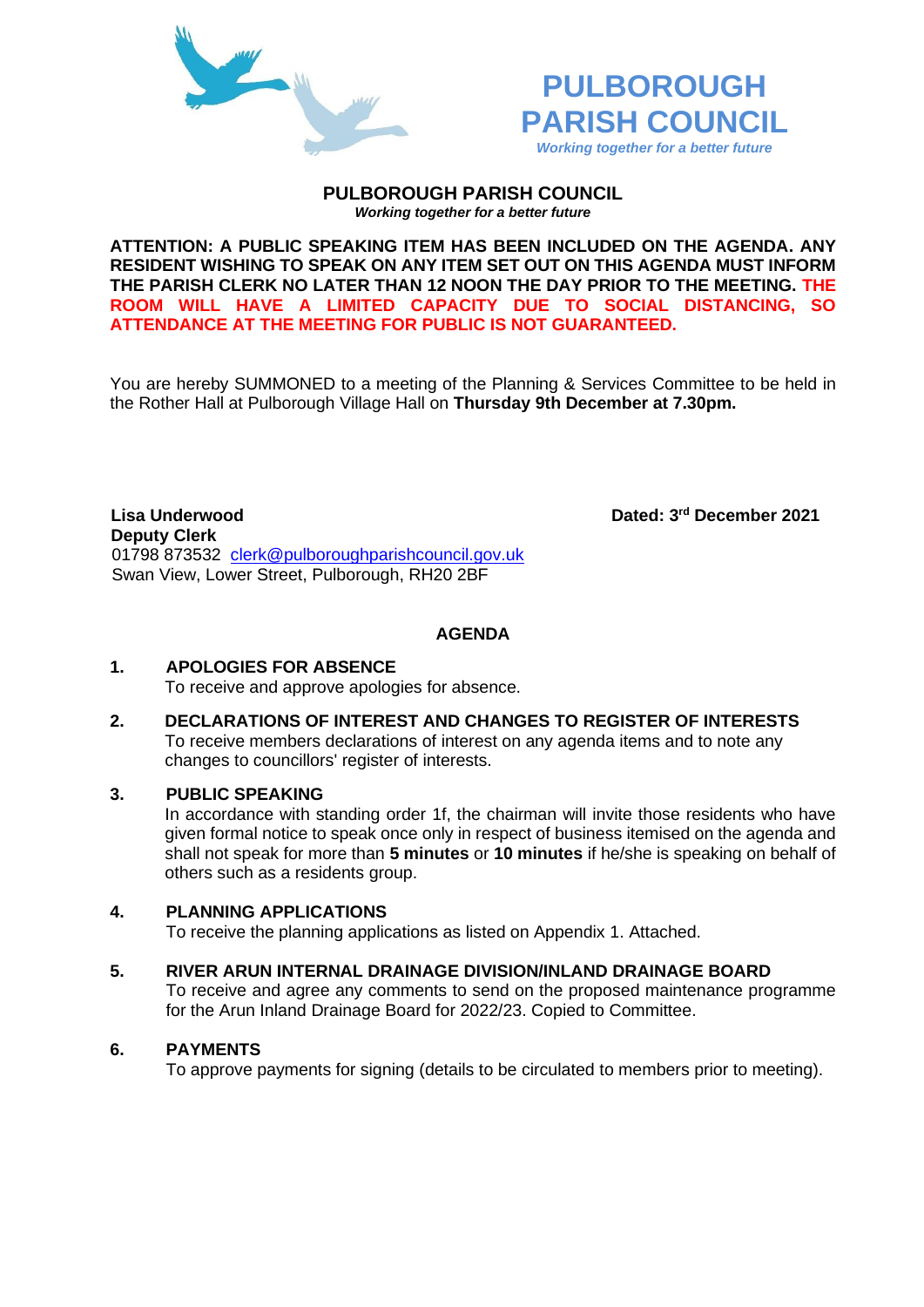# PULBOROUGH PARISH COUNCIL

*Working together for a better future*

## PULBOROUGH PARISH COUNCIL

*Working together for a better future*

**ATTENTION: A PUBLIC SPEAKING ITEM HAS BEEN INCLUDED ON THE AGENDA. ANY RESIDENT WISHING TO SPEAK ON ANY ITEM SET OUT ON THIS AGENDA MUST INFORM THE PARISH CLERK NO LATER THAN 12 NOON THE DAY PRIOR TO THE MEETING. THE ROOM WILL HAVE A LIMITED CAPACITY DUE TO SOCIAL DISTANCING, SO ATTENDANCE AT THE MEETING FOR PUBLIC IS NOT GUARANTEED.**

You are hereby SUMMONED to a meeting of the Planning & Services Committee to be held in the Rother Hall at Pulborough Village Hall on **Thursday 9th December at 7.30pm.**

**Lisa Underwood**
**Deputy Clerk**
01798 873532 clerk@pulboroughparishcouncil.gov.uk
Swan View, Lower Street, Pulborough, RH20 2BF

**Dated: 3rd December 2021**

## AGENDA

**1. APOLOGIES FOR ABSENCE**
To receive and approve apologies for absence.

**2. DECLARATIONS OF INTEREST AND CHANGES TO REGISTER OF INTERESTS**
To receive members declarations of interest on any agenda items and to note any changes to councillors' register of interests.

**3. PUBLIC SPEAKING**
In accordance with standing order 1f, the chairman will invite those residents who have given formal notice to speak once only in respect of business itemised on the agenda and shall not speak for more than **5 minutes** or **10 minutes** if he/she is speaking on behalf of others such as a residents group.

**4. PLANNING APPLICATIONS**
To receive the planning applications as listed on Appendix 1. Attached.

**5. RIVER ARUN INTERNAL DRAINAGE DIVISION/INLAND DRAINAGE BOARD**
To receive and agree any comments to send on the proposed maintenance programme for the Arun Inland Drainage Board for 2022/23. Copied to Committee.

**6. PAYMENTS**
To approve payments for signing (details to be circulated to members prior to meeting).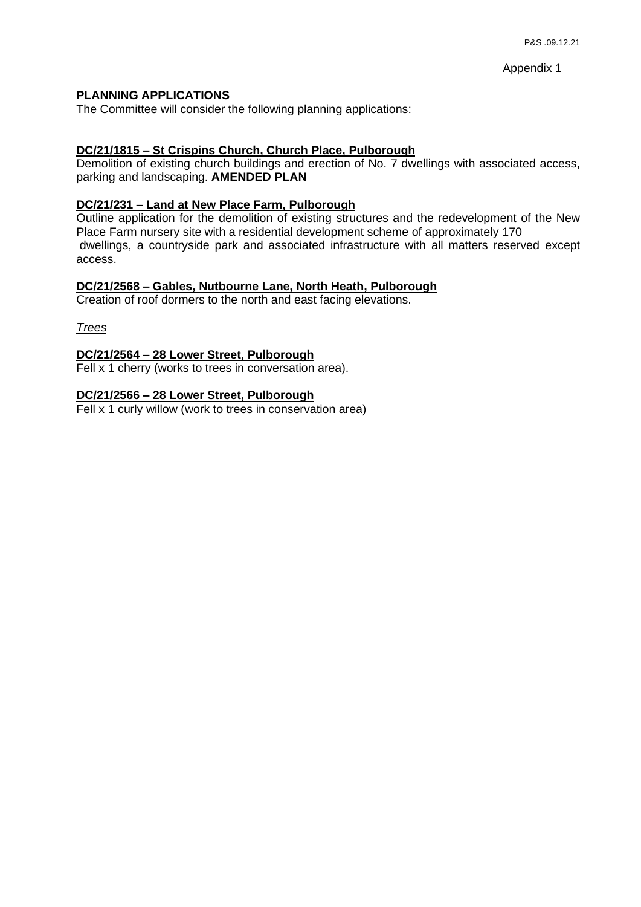Appendix 1

## PLANNING APPLICATIONS

The Committee will consider the following planning applications:

**DC/21/1815 – St Crispins Church, Church Place, Pulborough**

Demolition of existing church buildings and erection of No. 7 dwellings with associated access, parking and landscaping. **AMENDED PLAN**

**DC/21/231 – Land at New Place Farm, Pulborough**

Outline application for the demolition of existing structures and the redevelopment of the New Place Farm nursery site with a residential development scheme of approximately 170 dwellings, a countryside park and associated infrastructure with all matters reserved except access.

**DC/21/2568 – Gables, Nutbourne Lane, North Heath, Pulborough**

Creation of roof dormers to the north and east facing elevations.

*Trees*

**DC/21/2564 – 28 Lower Street, Pulborough**

Fell x 1 cherry (works to trees in conversation area).

**DC/21/2566 – 28 Lower Street, Pulborough**

Fell x 1 curly willow (work to trees in conservation area)